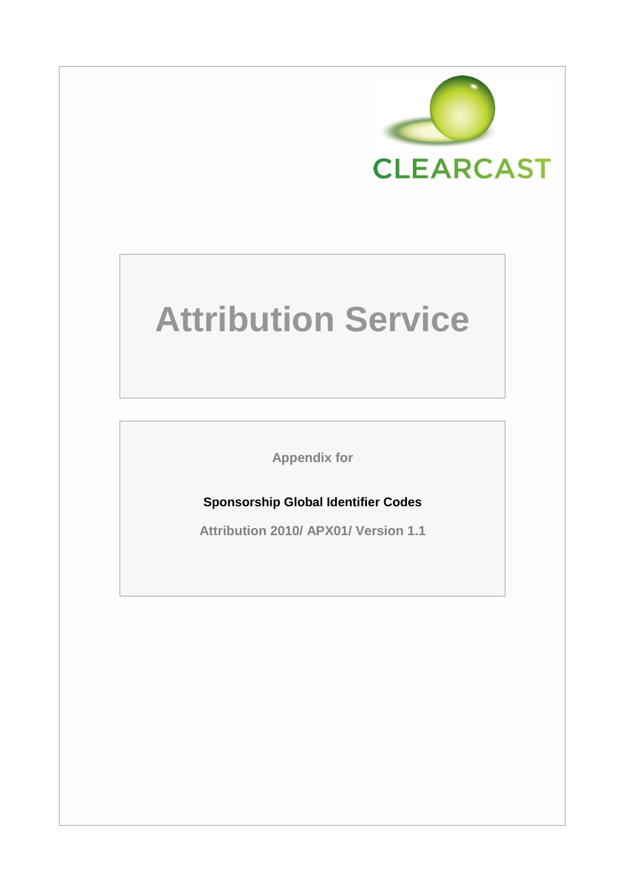CLEARCAST

# Attribution Service

Appendix for

**Sponsorship Global Identifier Codes**

**Attribution 2010/ APX01/ Version 1.1**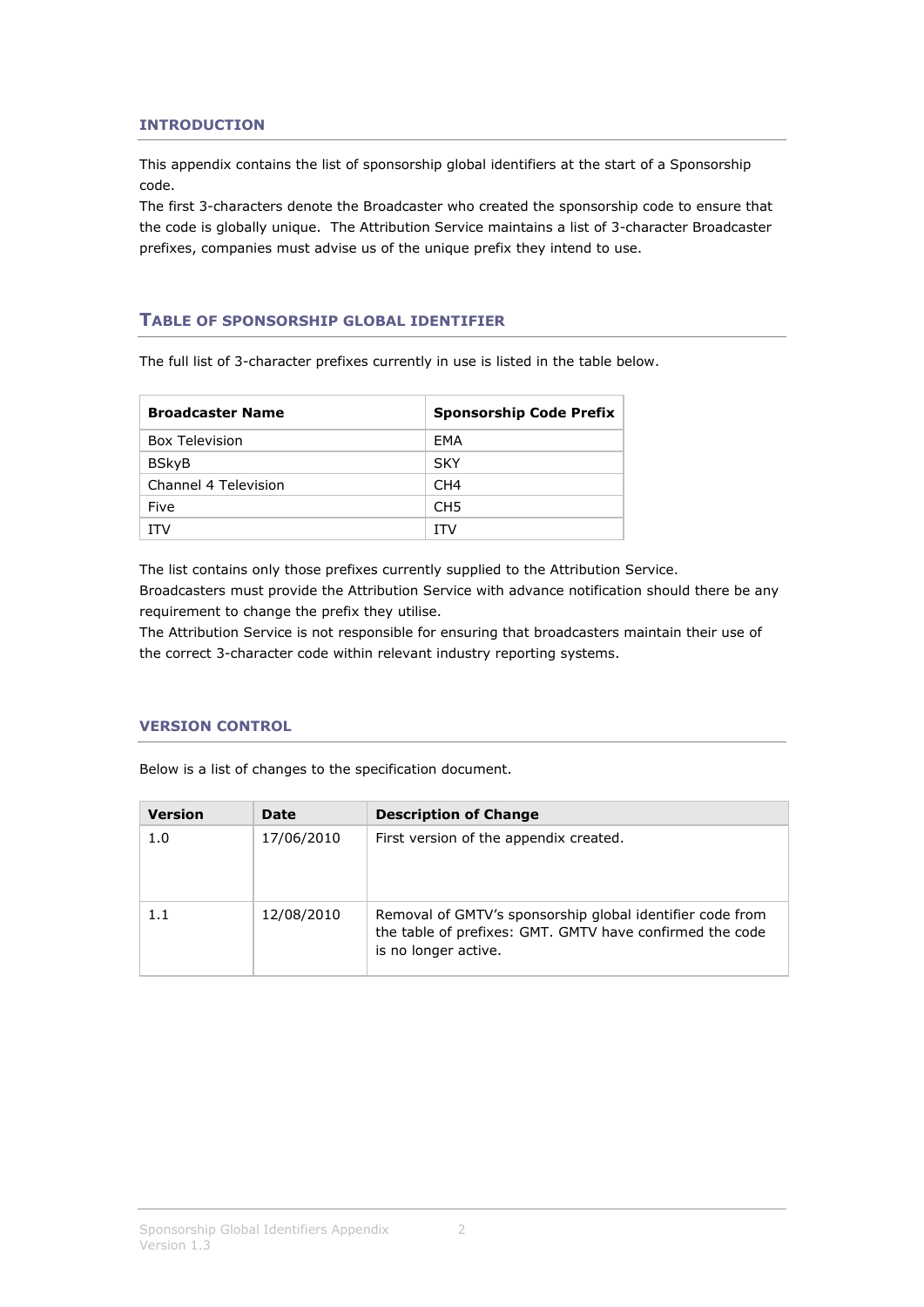## INTRODUCTION

This appendix contains the list of sponsorship global identifiers at the start of a Sponsorship code.

The first 3-characters denote the Broadcaster who created the sponsorship code to ensure that the code is globally unique. The Attribution Service maintains a list of 3-character Broadcaster prefixes, companies must advise us of the unique prefix they intend to use.

## TABLE OF SPONSORSHIP GLOBAL IDENTIFIER

The full list of 3-character prefixes currently in use is listed in the table below.

| Broadcaster Name | Sponsorship Code Prefix |
|---|---|
| Box Television | EMA |
| BSkyB | SKY |
| Channel 4 Television | CH4 |
| Five | CH5 |
| ITV | ITV |

The list contains only those prefixes currently supplied to the Attribution Service.

Broadcasters must provide the Attribution Service with advance notification should there be any requirement to change the prefix they utilise.

The Attribution Service is not responsible for ensuring that broadcasters maintain their use of the correct 3-character code within relevant industry reporting systems.

## VERSION CONTROL

Below is a list of changes to the specification document.

| Version | Date | Description of Change |
|---|---|---|
| 1.0 | 17/06/2010 | First version of the appendix created. |
| 1.1 | 12/08/2010 | Removal of GMTV's sponsorship global identifier code from the table of prefixes: GMT. GMTV have confirmed the code is no longer active. |